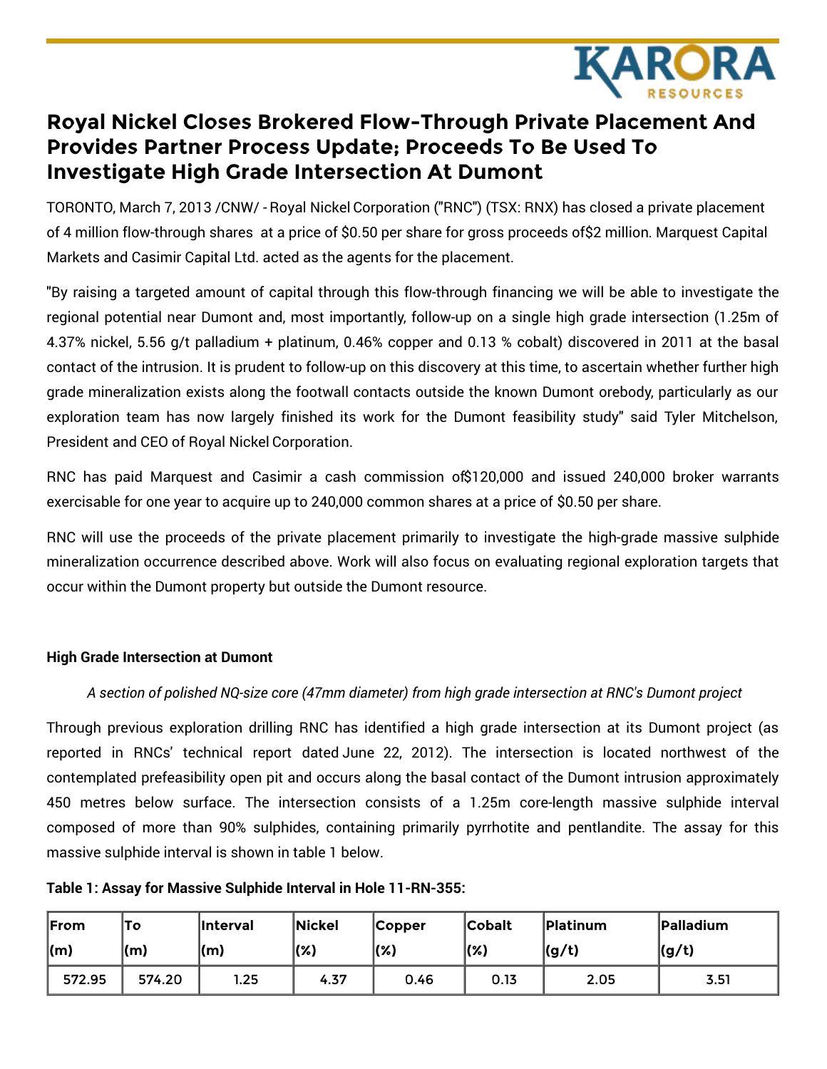# Royal Nickel Closes Brokered Flow-Through Private Placement And Provides Partner Process Update; Proceeds To Be Used To Investigate High Grade Intersection At Dumont

TORONTO, March 7, 2013 /CNW/ - Royal Nickel Corporation ("RNC") (TSX: RNX) has closed a private placement of 4 million flow-through shares at a price of $0.50 per share for gross proceeds of$2 million. Marquest Capital Markets and Casimir Capital Ltd. acted as the agents for the placement.

"By raising a targeted amount of capital through this flow-through financing we will be able to investigate the regional potential near Dumont and, most importantly, follow-up on a single high grade intersection (1.25m of 4.37% nickel, 5.56 g/t palladium + platinum, 0.46% copper and 0.13 % cobalt) discovered in 2011 at the basal contact of the intrusion. It is prudent to follow-up on this discovery at this time, to ascertain whether further high grade mineralization exists along the footwall contacts outside the known Dumont orebody, particularly as our exploration team has now largely finished its work for the Dumont feasibility study" said Tyler Mitchelson, President and CEO of Royal Nickel Corporation.

RNC has paid Marquest and Casimir a cash commission of$120,000 and issued 240,000 broker warrants exercisable for one year to acquire up to 240,000 common shares at a price of $0.50 per share.

RNC will use the proceeds of the private placement primarily to investigate the high-grade massive sulphide mineralization occurrence described above. Work will also focus on evaluating regional exploration targets that occur within the Dumont property but outside the Dumont resource.

**High Grade Intersection at Dumont**

*A section of polished NQ-size core (47mm diameter) from high grade intersection at RNC's Dumont project*

Through previous exploration drilling RNC has identified a high grade intersection at its Dumont project (as reported in RNCs' technical report dated June 22, 2012). The intersection is located northwest of the contemplated prefeasibility open pit and occurs along the basal contact of the Dumont intrusion approximately 450 metres below surface. The intersection consists of a 1.25m core-length massive sulphide interval composed of more than 90% sulphides, containing primarily pyrrhotite and pentlandite. The assay for this massive sulphide interval is shown in table 1 below.

**Table 1: Assay for Massive Sulphide Interval in Hole 11-RN-355:**

| From (m) | To (m) | Interval (m) | Nickel (%) | Copper (%) | Cobalt (%) | Platinum (g/t) | Palladium (g/t) |
|---|---|---|---|---|---|---|---|
| 572.95 | 574.20 | 1.25 | 4.37 | 0.46 | 0.13 | 2.05 | 3.51 |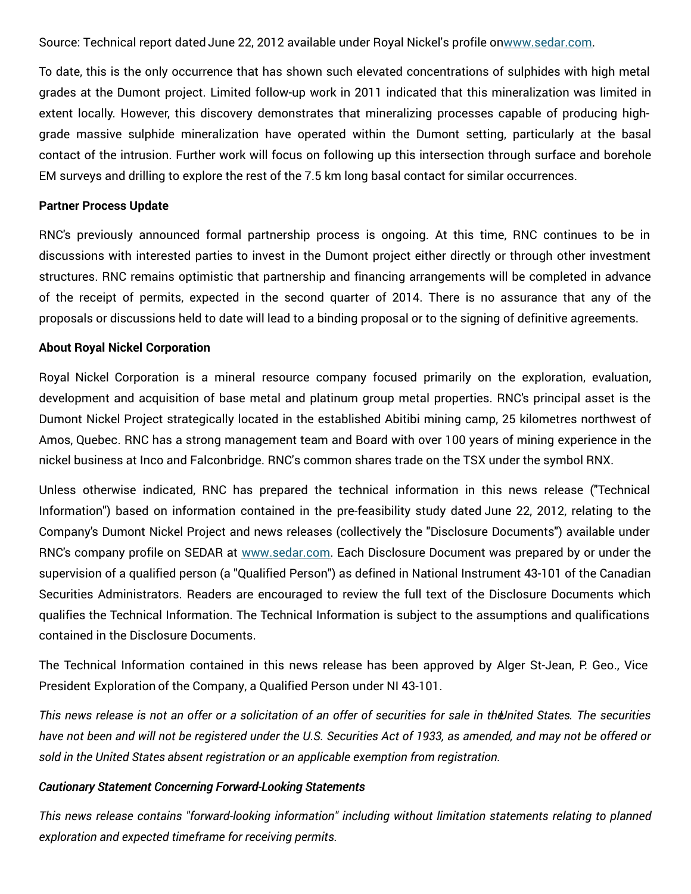Source: Technical report dated June 22, 2012 available under Royal Nickel's profile on[www.sedar.com](www.sedar.com).

To date, this is the only occurrence that has shown such elevated concentrations of sulphides with high metal grades at the Dumont project. Limited follow-up work in 2011 indicated that this mineralization was limited in extent locally. However, this discovery demonstrates that mineralizing processes capable of producing high-grade massive sulphide mineralization have operated within the Dumont setting, particularly at the basal contact of the intrusion. Further work will focus on following up this intersection through surface and borehole EM surveys and drilling to explore the rest of the 7.5 km long basal contact for similar occurrences.

**Partner Process Update**

RNC's previously announced formal partnership process is ongoing. At this time, RNC continues to be in discussions with interested parties to invest in the Dumont project either directly or through other investment structures. RNC remains optimistic that partnership and financing arrangements will be completed in advance of the receipt of permits, expected in the second quarter of 2014. There is no assurance that any of the proposals or discussions held to date will lead to a binding proposal or to the signing of definitive agreements.

**About Royal Nickel Corporation**

Royal Nickel Corporation is a mineral resource company focused primarily on the exploration, evaluation, development and acquisition of base metal and platinum group metal properties. RNC's principal asset is the Dumont Nickel Project strategically located in the established Abitibi mining camp, 25 kilometres northwest of Amos, Quebec. RNC has a strong management team and Board with over 100 years of mining experience in the nickel business at Inco and Falconbridge. RNC's common shares trade on the TSX under the symbol RNX.

Unless otherwise indicated, RNC has prepared the technical information in this news release ("Technical Information") based on information contained in the pre-feasibility study dated June 22, 2012, relating to the Company's Dumont Nickel Project and news releases (collectively the "Disclosure Documents") available under RNC's company profile on SEDAR at [www.sedar.com](www.sedar.com). Each Disclosure Document was prepared by or under the supervision of a qualified person (a "Qualified Person") as defined in National Instrument 43-101 of the Canadian Securities Administrators. Readers are encouraged to review the full text of the Disclosure Documents which qualifies the Technical Information. The Technical Information is subject to the assumptions and qualifications contained in the Disclosure Documents.

The Technical Information contained in this news release has been approved by Alger St-Jean, P. Geo., Vice President Exploration of the Company, a Qualified Person under NI 43-101.

*This news release is not an offer or a solicitation of an offer of securities for sale in the United States. The securities have not been and will not be registered under the U.S. Securities Act of 1933, as amended, and may not be offered or sold in the United States absent registration or an applicable exemption from registration.*

***Cautionary Statement Concerning Forward-Looking Statements***

*This news release contains "forward-looking information" including without limitation statements relating to planned exploration and expected timeframe for receiving permits.*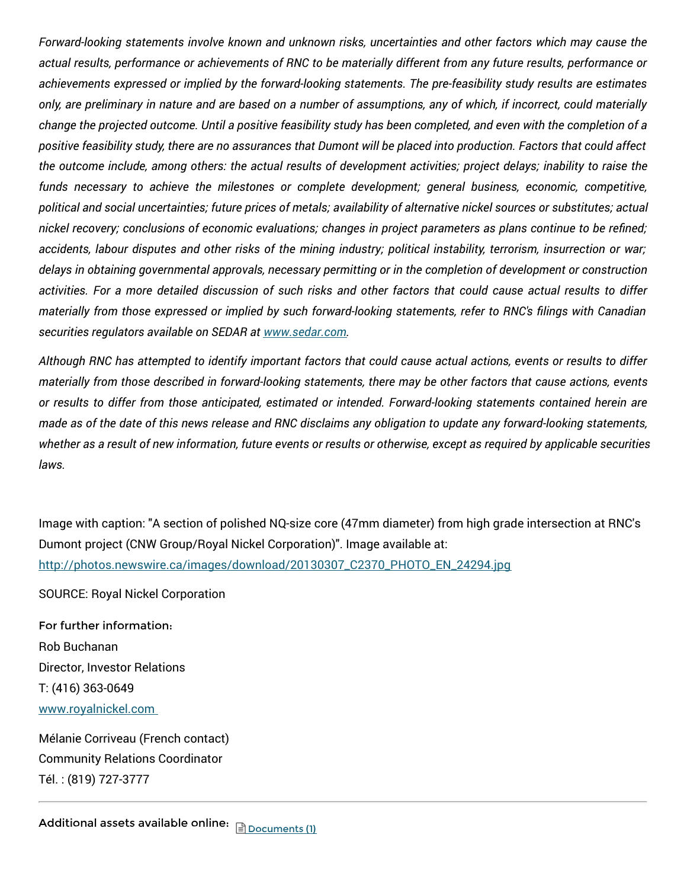*Forward-looking statements involve known and unknown risks, uncertainties and other factors which may cause the actual results, performance or achievements of RNC to be materially different from any future results, performance or achievements expressed or implied by the forward-looking statements. The pre-feasibility study results are estimates only, are preliminary in nature and are based on a number of assumptions, any of which, if incorrect, could materially change the projected outcome. Until a positive feasibility study has been completed, and even with the completion of a positive feasibility study, there are no assurances that Dumont will be placed into production. Factors that could affect the outcome include, among others: the actual results of development activities; project delays; inability to raise the funds necessary to achieve the milestones or complete development; general business, economic, competitive, political and social uncertainties; future prices of metals; availability of alternative nickel sources or substitutes; actual nickel recovery; conclusions of economic evaluations; changes in project parameters as plans continue to be refined; accidents, labour disputes and other risks of the mining industry; political instability, terrorism, insurrection or war; delays in obtaining governmental approvals, necessary permitting or in the completion of development or construction activities. For a more detailed discussion of such risks and other factors that could cause actual results to differ materially from those expressed or implied by such forward-looking statements, refer to RNC's filings with Canadian securities regulators available on SEDAR at [www.sedar.com](http://www.sedar.com).*

*Although RNC has attempted to identify important factors that could cause actual actions, events or results to differ materially from those described in forward-looking statements, there may be other factors that cause actions, events or results to differ from those anticipated, estimated or intended. Forward-looking statements contained herein are made as of the date of this news release and RNC disclaims any obligation to update any forward-looking statements, whether as a result of new information, future events or results or otherwise, except as required by applicable securities laws.*

Image with caption: "A section of polished NQ-size core (47mm diameter) from high grade intersection at RNC's Dumont project (CNW Group/Royal Nickel Corporation)". Image available at: [http://photos.newswire.ca/images/download/20130307_C2370_PHOTO_EN_24294.jpg](http://photos.newswire.ca/images/download/20130307_C2370_PHOTO_EN_24294.jpg)

SOURCE: Royal Nickel Corporation

For further information:
Rob Buchanan
Director, Investor Relations
T: (416) 363-0649
[www.royalnickel.com](http://www.royalnickel.com)

Mélanie Corriveau (French contact)
Community Relations Coordinator
Tél. : (819) 727-3777

---

Additional assets available online: Documents (1)